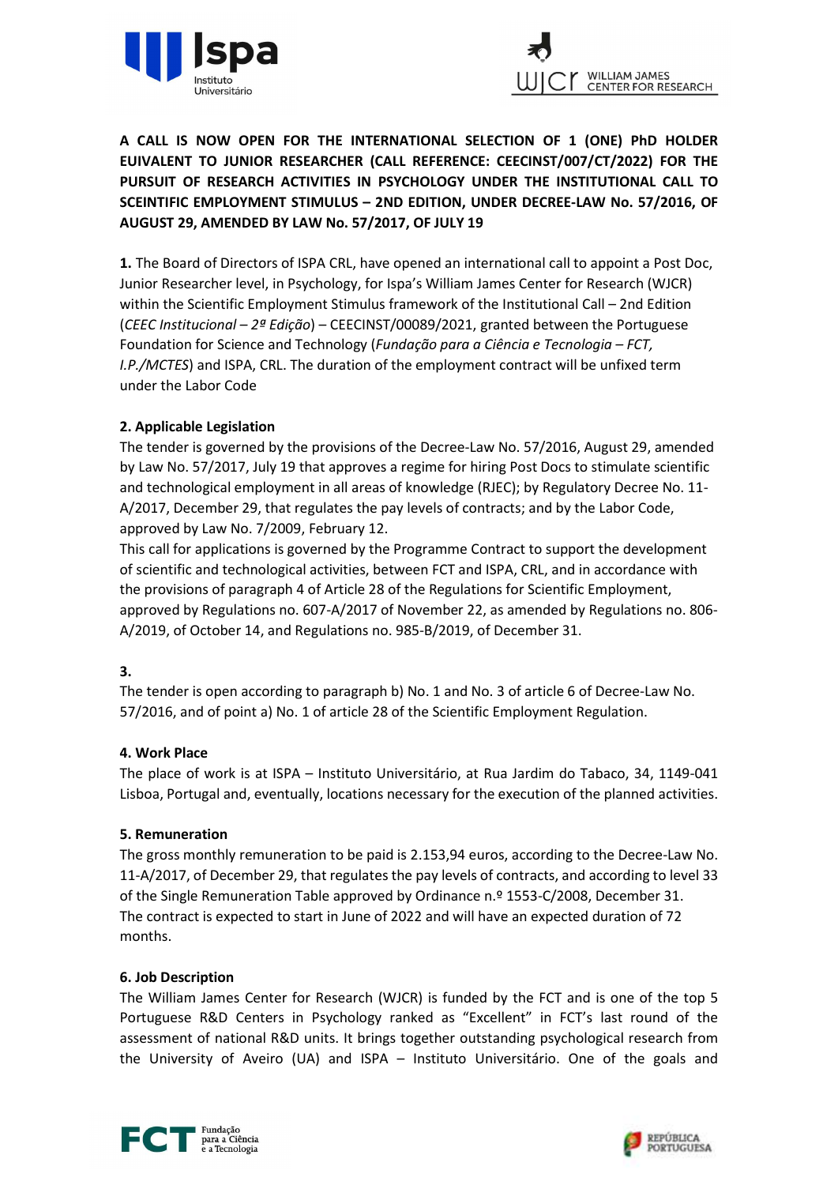**A CALL IS NOW OPEN FOR THE INTERNATIONAL SELECTION OF 1 (ONE) PhD HOLDER EUIVALENT TO JUNIOR RESEARCHER (CALL REFERENCE: CEECINST/007/CT/2022) FOR THE PURSUIT OF RESEARCH ACTIVITIES IN PSYCHOLOGY UNDER THE INSTITUTIONAL CALL TO SCEINTIFIC EMPLOYMENT STIMULUS – 2ND EDITION, UNDER DECREE-LAW No. 57/2016, OF AUGUST 29, AMENDED BY LAW No. 57/2017, OF JULY 19**

**1.** The Board of Directors of ISPA CRL, have opened an international call to appoint a Post Doc, Junior Researcher level, in Psychology, for Ispa's William James Center for Research (WJCR) within the Scientific Employment Stimulus framework of the Institutional Call – 2nd Edition (*CEEC Institucional – 2ª Edição*) – CEECINST/00089/2021, granted between the Portuguese Foundation for Science and Technology (*Fundação para a Ciência e Tecnologia – FCT, I.P./MCTES*) and ISPA, CRL. The duration of the employment contract will be unfixed term under the Labor Code

**2. Applicable Legislation**

The tender is governed by the provisions of the Decree-Law No. 57/2016, August 29, amended by Law No. 57/2017, July 19 that approves a regime for hiring Post Docs to stimulate scientific and technological employment in all areas of knowledge (RJEC); by Regulatory Decree No. 11-A/2017, December 29, that regulates the pay levels of contracts; and by the Labor Code, approved by Law No. 7/2009, February 12.

This call for applications is governed by the Programme Contract to support the development of scientific and technological activities, between FCT and ISPA, CRL, and in accordance with the provisions of paragraph 4 of Article 28 of the Regulations for Scientific Employment, approved by Regulations no. 607-A/2017 of November 22, as amended by Regulations no. 806-A/2019, of October 14, and Regulations no. 985-B/2019, of December 31.

**3.**

The tender is open according to paragraph b) No. 1 and No. 3 of article 6 of Decree-Law No. 57/2016, and of point a) No. 1 of article 28 of the Scientific Employment Regulation.

**4. Work Place**

The place of work is at ISPA – Instituto Universitário, at Rua Jardim do Tabaco, 34, 1149-041 Lisboa, Portugal and, eventually, locations necessary for the execution of the planned activities.

**5. Remuneration**

The gross monthly remuneration to be paid is 2.153,94 euros, according to the Decree-Law No. 11-A/2017, of December 29, that regulates the pay levels of contracts, and according to level 33 of the Single Remuneration Table approved by Ordinance n.º 1553-C/2008, December 31.

The contract is expected to start in June of 2022 and will have an expected duration of 72 months.

**6. Job Description**

The William James Center for Research (WJCR) is funded by the FCT and is one of the top 5 Portuguese R&D Centers in Psychology ranked as "Excellent" in FCT's last round of the assessment of national R&D units. It brings together outstanding psychological research from the University of Aveiro (UA) and ISPA – Instituto Universitário. One of the goals and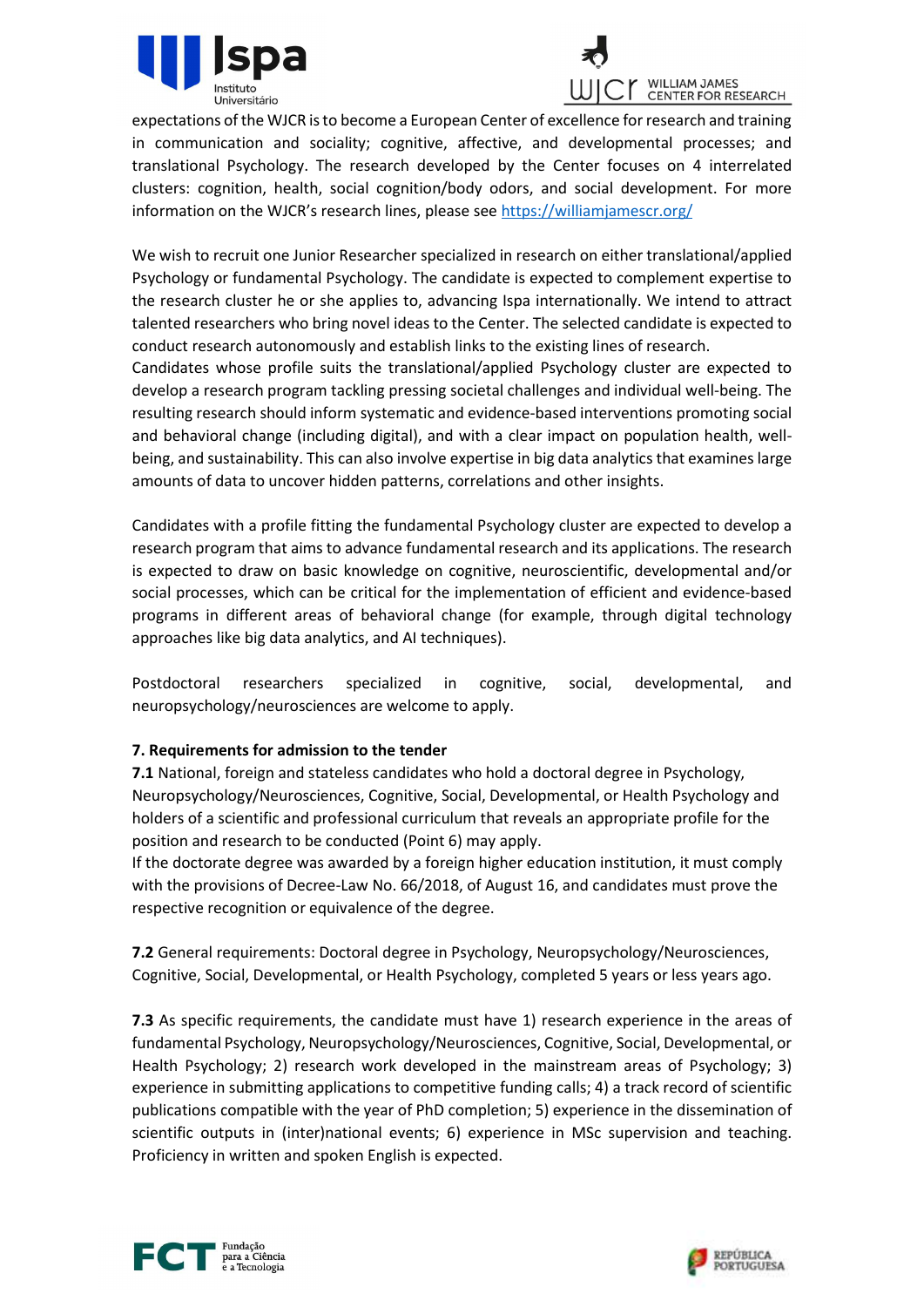expectations of the WJCR is to become a European Center of excellence for research and training in communication and sociality; cognitive, affective, and developmental processes; and translational Psychology. The research developed by the Center focuses on 4 interrelated clusters: cognition, health, social cognition/body odors, and social development. For more information on the WJCR's research lines, please see [https://williamjamescr.org/](https://williamjamescr.org/)

We wish to recruit one Junior Researcher specialized in research on either translational/applied Psychology or fundamental Psychology. The candidate is expected to complement expertise to the research cluster he or she applies to, advancing Ispa internationally. We intend to attract talented researchers who bring novel ideas to the Center. The selected candidate is expected to conduct research autonomously and establish links to the existing lines of research.
Candidates whose profile suits the translational/applied Psychology cluster are expected to develop a research program tackling pressing societal challenges and individual well-being. The resulting research should inform systematic and evidence-based interventions promoting social and behavioral change (including digital), and with a clear impact on population health, well-being, and sustainability. This can also involve expertise in big data analytics that examines large amounts of data to uncover hidden patterns, correlations and other insights.

Candidates with a profile fitting the fundamental Psychology cluster are expected to develop a research program that aims to advance fundamental research and its applications. The research is expected to draw on basic knowledge on cognitive, neuroscientific, developmental and/or social processes, which can be critical for the implementation of efficient and evidence-based programs in different areas of behavioral change (for example, through digital technology approaches like big data analytics, and AI techniques).

Postdoctoral researchers specialized in cognitive, social, developmental, and neuropsychology/neurosciences are welcome to apply.

**7. Requirements for admission to the tender**

**7.1** National, foreign and stateless candidates who hold a doctoral degree in Psychology, Neuropsychology/Neurosciences, Cognitive, Social, Developmental, or Health Psychology and holders of a scientific and professional curriculum that reveals an appropriate profile for the position and research to be conducted (Point 6) may apply.
If the doctorate degree was awarded by a foreign higher education institution, it must comply with the provisions of Decree-Law No. 66/2018, of August 16, and candidates must prove the respective recognition or equivalence of the degree.

**7.2** General requirements: Doctoral degree in Psychology, Neuropsychology/Neurosciences, Cognitive, Social, Developmental, or Health Psychology, completed 5 years or less years ago.

**7.3** As specific requirements, the candidate must have 1) research experience in the areas of fundamental Psychology, Neuropsychology/Neurosciences, Cognitive, Social, Developmental, or Health Psychology; 2) research work developed in the mainstream areas of Psychology; 3) experience in submitting applications to competitive funding calls; 4) a track record of scientific publications compatible with the year of PhD completion; 5) experience in the dissemination of scientific outputs in (inter)national events; 6) experience in MSc supervision and teaching. Proficiency in written and spoken English is expected.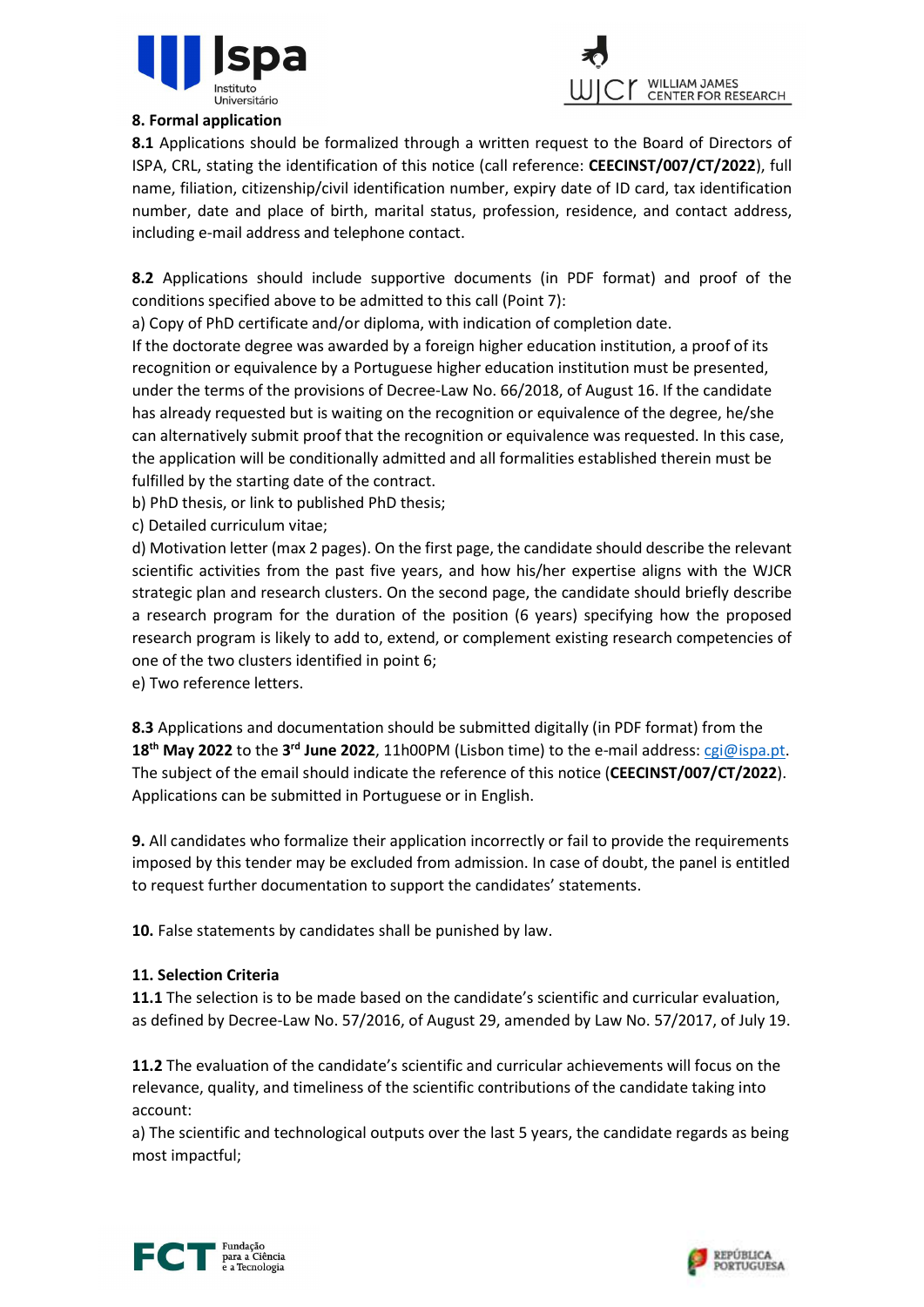**8. Formal application**

**8.1** Applications should be formalized through a written request to the Board of Directors of ISPA, CRL, stating the identification of this notice (call reference: **CEECINST/007/CT/2022**), full name, filiation, citizenship/civil identification number, expiry date of ID card, tax identification number, date and place of birth, marital status, profession, residence, and contact address, including e-mail address and telephone contact.

**8.2** Applications should include supportive documents (in PDF format) and proof of the conditions specified above to be admitted to this call (Point 7):

a) Copy of PhD certificate and/or diploma, with indication of completion date.

If the doctorate degree was awarded by a foreign higher education institution, a proof of its recognition or equivalence by a Portuguese higher education institution must be presented, under the terms of the provisions of Decree-Law No. 66/2018, of August 16. If the candidate has already requested but is waiting on the recognition or equivalence of the degree, he/she can alternatively submit proof that the recognition or equivalence was requested. In this case, the application will be conditionally admitted and all formalities established therein must be fulfilled by the starting date of the contract.

b) PhD thesis, or link to published PhD thesis;

c) Detailed curriculum vitae;

d) Motivation letter (max 2 pages). On the first page, the candidate should describe the relevant scientific activities from the past five years, and how his/her expertise aligns with the WJCR strategic plan and research clusters. On the second page, the candidate should briefly describe a research program for the duration of the position (6 years) specifying how the proposed research program is likely to add to, extend, or complement existing research competencies of one of the two clusters identified in point 6;

e) Two reference letters.

**8.3** Applications and documentation should be submitted digitally (in PDF format) from the **18th May 2022** to the **3rd June 2022**, 11h00PM (Lisbon time) to the e-mail address: cgi@ispa.pt. The subject of the email should indicate the reference of this notice (**CEECINST/007/CT/2022**). Applications can be submitted in Portuguese or in English.

**9.** All candidates who formalize their application incorrectly or fail to provide the requirements imposed by this tender may be excluded from admission. In case of doubt, the panel is entitled to request further documentation to support the candidates' statements.

**10.** False statements by candidates shall be punished by law.

**11. Selection Criteria**

**11.1** The selection is to be made based on the candidate's scientific and curricular evaluation, as defined by Decree-Law No. 57/2016, of August 29, amended by Law No. 57/2017, of July 19.

**11.2** The evaluation of the candidate's scientific and curricular achievements will focus on the relevance, quality, and timeliness of the scientific contributions of the candidate taking into account:

a) The scientific and technological outputs over the last 5 years, the candidate regards as being most impactful;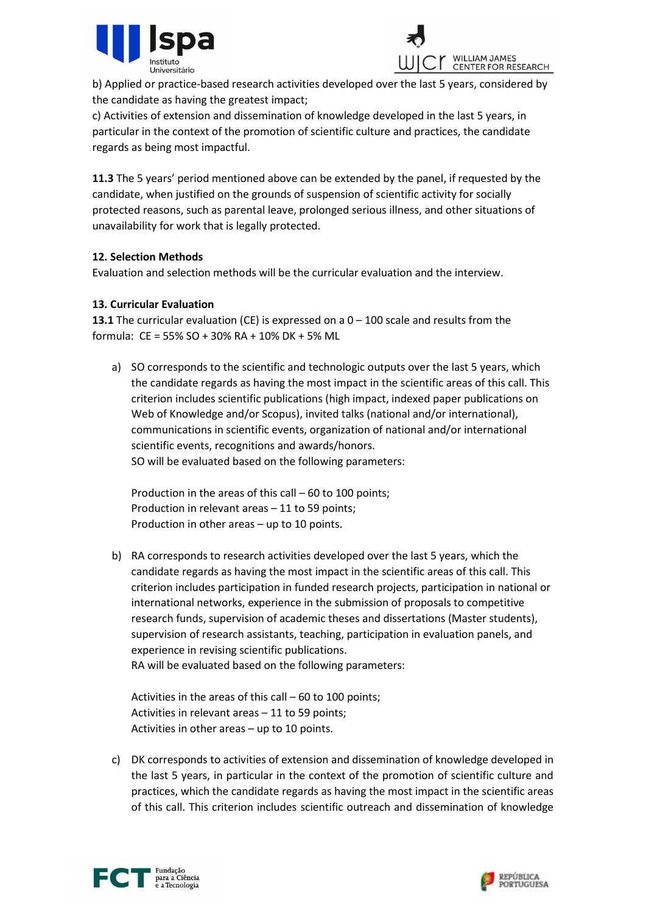b) Applied or practice-based research activities developed over the last 5 years, considered by the candidate as having the greatest impact;
c) Activities of extension and dissemination of knowledge developed in the last 5 years, in particular in the context of the promotion of scientific culture and practices, the candidate regards as being most impactful.

**11.3** The 5 years' period mentioned above can be extended by the panel, if requested by the candidate, when justified on the grounds of suspension of scientific activity for socially protected reasons, such as parental leave, prolonged serious illness, and other situations of unavailability for work that is legally protected.

**12. Selection Methods**
Evaluation and selection methods will be the curricular evaluation and the interview.

**13. Curricular Evaluation**
**13.1** The curricular evaluation (CE) is expressed on a 0 – 100 scale and results from the formula: CE = 55% SO + 30% RA + 10% DK + 5% ML

a) SO corresponds to the scientific and technologic outputs over the last 5 years, which the candidate regards as having the most impact in the scientific areas of this call. This criterion includes scientific publications (high impact, indexed paper publications on Web of Knowledge and/or Scopus), invited talks (national and/or international), communications in scientific events, organization of national and/or international scientific events, recognitions and awards/honors.
SO will be evaluated based on the following parameters:

   Production in the areas of this call – 60 to 100 points;
   Production in relevant areas – 11 to 59 points;
   Production in other areas – up to 10 points.

b) RA corresponds to research activities developed over the last 5 years, which the candidate regards as having the most impact in the scientific areas of this call. This criterion includes participation in funded research projects, participation in national or international networks, experience in the submission of proposals to competitive research funds, supervision of academic theses and dissertations (Master students), supervision of research assistants, teaching, participation in evaluation panels, and experience in revising scientific publications.
RA will be evaluated based on the following parameters:

   Activities in the areas of this call – 60 to 100 points;
   Activities in relevant areas – 11 to 59 points;
   Activities in other areas – up to 10 points.

c) DK corresponds to activities of extension and dissemination of knowledge developed in the last 5 years, in particular in the context of the promotion of scientific culture and practices, which the candidate regards as having the most impact in the scientific areas of this call. This criterion includes scientific outreach and dissemination of knowledge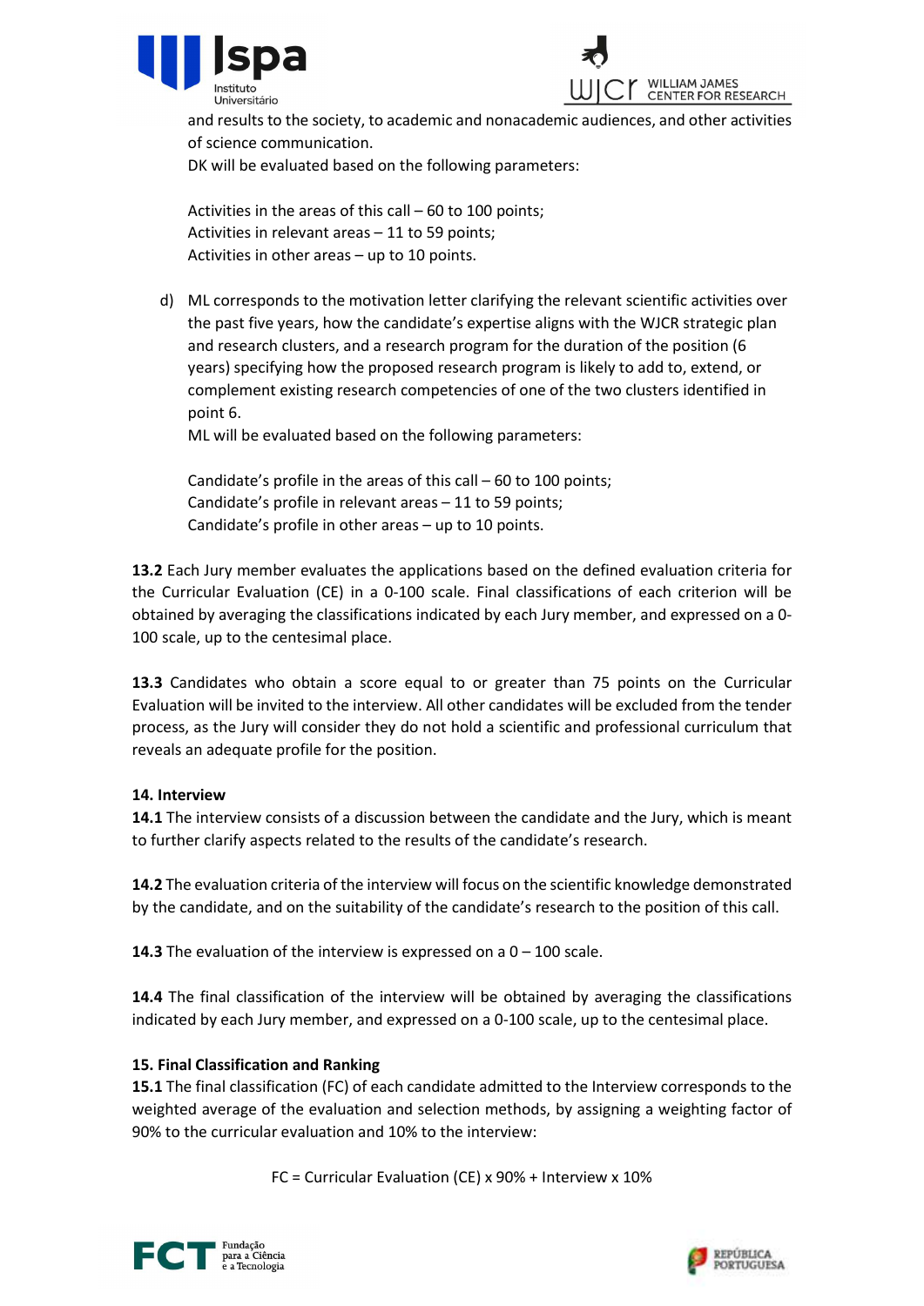and results to the society, to academic and nonacademic audiences, and other activities of science communication.

DK will be evaluated based on the following parameters:

Activities in the areas of this call – 60 to 100 points;
Activities in relevant areas – 11 to 59 points;
Activities in other areas – up to 10 points.

d) ML corresponds to the motivation letter clarifying the relevant scientific activities over the past five years, how the candidate's expertise aligns with the WJCR strategic plan and research clusters, and a research program for the duration of the position (6 years) specifying how the proposed research program is likely to add to, extend, or complement existing research competencies of one of the two clusters identified in point 6.

ML will be evaluated based on the following parameters:

Candidate's profile in the areas of this call – 60 to 100 points;
Candidate's profile in relevant areas – 11 to 59 points;
Candidate's profile in other areas – up to 10 points.

**13.2** Each Jury member evaluates the applications based on the defined evaluation criteria for the Curricular Evaluation (CE) in a 0-100 scale. Final classifications of each criterion will be obtained by averaging the classifications indicated by each Jury member, and expressed on a 0-100 scale, up to the centesimal place.

**13.3** Candidates who obtain a score equal to or greater than 75 points on the Curricular Evaluation will be invited to the interview. All other candidates will be excluded from the tender process, as the Jury will consider they do not hold a scientific and professional curriculum that reveals an adequate profile for the position.

**14. Interview**

**14.1** The interview consists of a discussion between the candidate and the Jury, which is meant to further clarify aspects related to the results of the candidate's research.

**14.2** The evaluation criteria of the interview will focus on the scientific knowledge demonstrated by the candidate, and on the suitability of the candidate's research to the position of this call.

**14.3** The evaluation of the interview is expressed on a 0 – 100 scale.

**14.4** The final classification of the interview will be obtained by averaging the classifications indicated by each Jury member, and expressed on a 0-100 scale, up to the centesimal place.

**15. Final Classification and Ranking**

**15.1** The final classification (FC) of each candidate admitted to the Interview corresponds to the weighted average of the evaluation and selection methods, by assigning a weighting factor of 90% to the curricular evaluation and 10% to the interview:

FC = Curricular Evaluation (CE) x 90% + Interview x 10%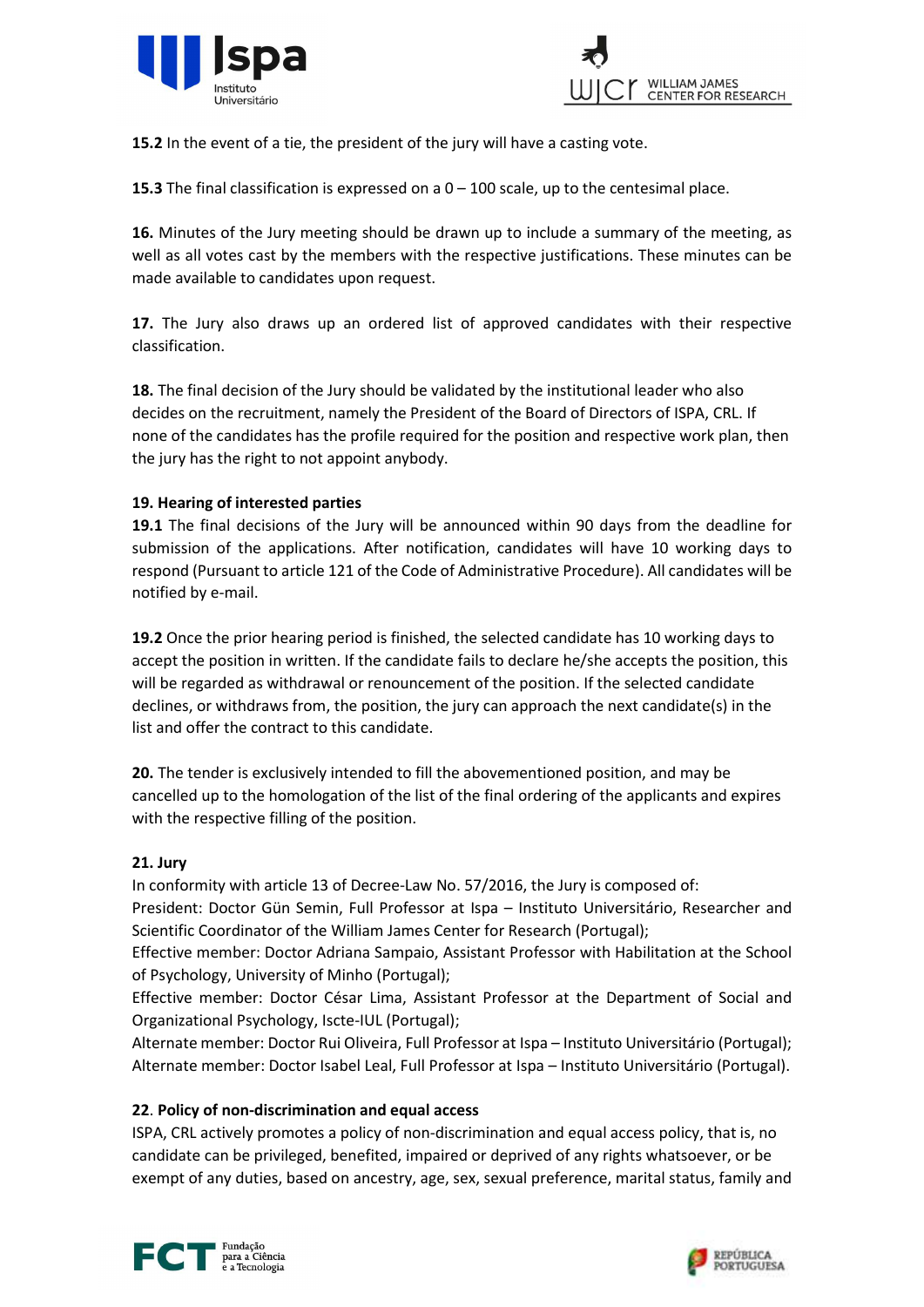**15.2** In the event of a tie, the president of the jury will have a casting vote.

**15.3** The final classification is expressed on a 0 – 100 scale, up to the centesimal place.

**16.** Minutes of the Jury meeting should be drawn up to include a summary of the meeting, as well as all votes cast by the members with the respective justifications. These minutes can be made available to candidates upon request.

**17.** The Jury also draws up an ordered list of approved candidates with their respective classification.

**18.** The final decision of the Jury should be validated by the institutional leader who also decides on the recruitment, namely the President of the Board of Directors of ISPA, CRL. If none of the candidates has the profile required for the position and respective work plan, then the jury has the right to not appoint anybody.

**19. Hearing of interested parties**

**19.1** The final decisions of the Jury will be announced within 90 days from the deadline for submission of the applications. After notification, candidates will have 10 working days to respond (Pursuant to article 121 of the Code of Administrative Procedure). All candidates will be notified by e-mail.

**19.2** Once the prior hearing period is finished, the selected candidate has 10 working days to accept the position in written. If the candidate fails to declare he/she accepts the position, this will be regarded as withdrawal or renouncement of the position. If the selected candidate declines, or withdraws from, the position, the jury can approach the next candidate(s) in the list and offer the contract to this candidate.

**20.** The tender is exclusively intended to fill the abovementioned position, and may be cancelled up to the homologation of the list of the final ordering of the applicants and expires with the respective filling of the position.

**21. Jury**

In conformity with article 13 of Decree-Law No. 57/2016, the Jury is composed of:

President: Doctor Gün Semin, Full Professor at Ispa – Instituto Universitário, Researcher and Scientific Coordinator of the William James Center for Research (Portugal);

Effective member: Doctor Adriana Sampaio, Assistant Professor with Habilitation at the School of Psychology, University of Minho (Portugal);

Effective member: Doctor César Lima, Assistant Professor at the Department of Social and Organizational Psychology, Iscte-IUL (Portugal);

Alternate member: Doctor Rui Oliveira, Full Professor at Ispa – Instituto Universitário (Portugal);

Alternate member: Doctor Isabel Leal, Full Professor at Ispa – Instituto Universitário (Portugal).

**22. Policy of non-discrimination and equal access**

ISPA, CRL actively promotes a policy of non-discrimination and equal access policy, that is, no candidate can be privileged, benefited, impaired or deprived of any rights whatsoever, or be exempt of any duties, based on ancestry, age, sex, sexual preference, marital status, family and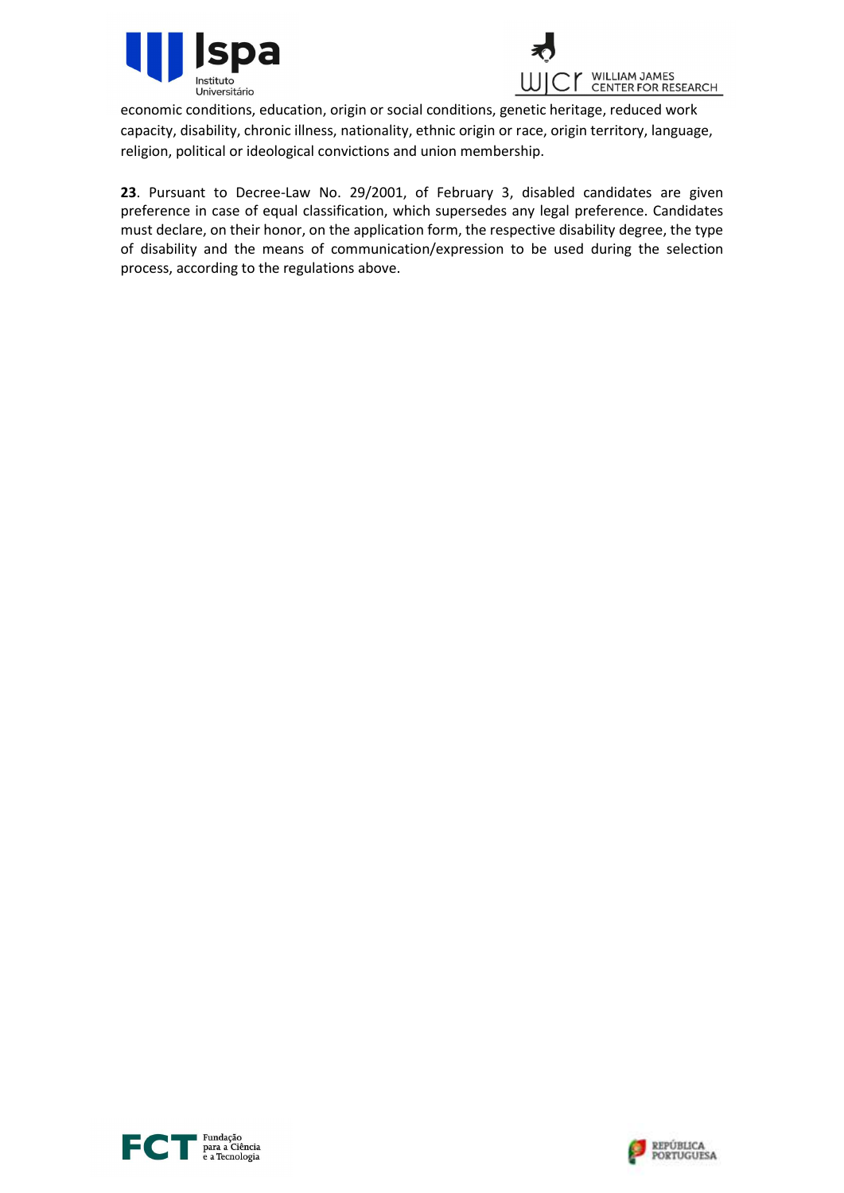economic conditions, education, origin or social conditions, genetic heritage, reduced work capacity, disability, chronic illness, nationality, ethnic origin or race, origin territory, language, religion, political or ideological convictions and union membership.

**23**. Pursuant to Decree-Law No. 29/2001, of February 3, disabled candidates are given preference in case of equal classification, which supersedes any legal preference. Candidates must declare, on their honor, on the application form, the respective disability degree, the type of disability and the means of communication/expression to be used during the selection process, according to the regulations above.